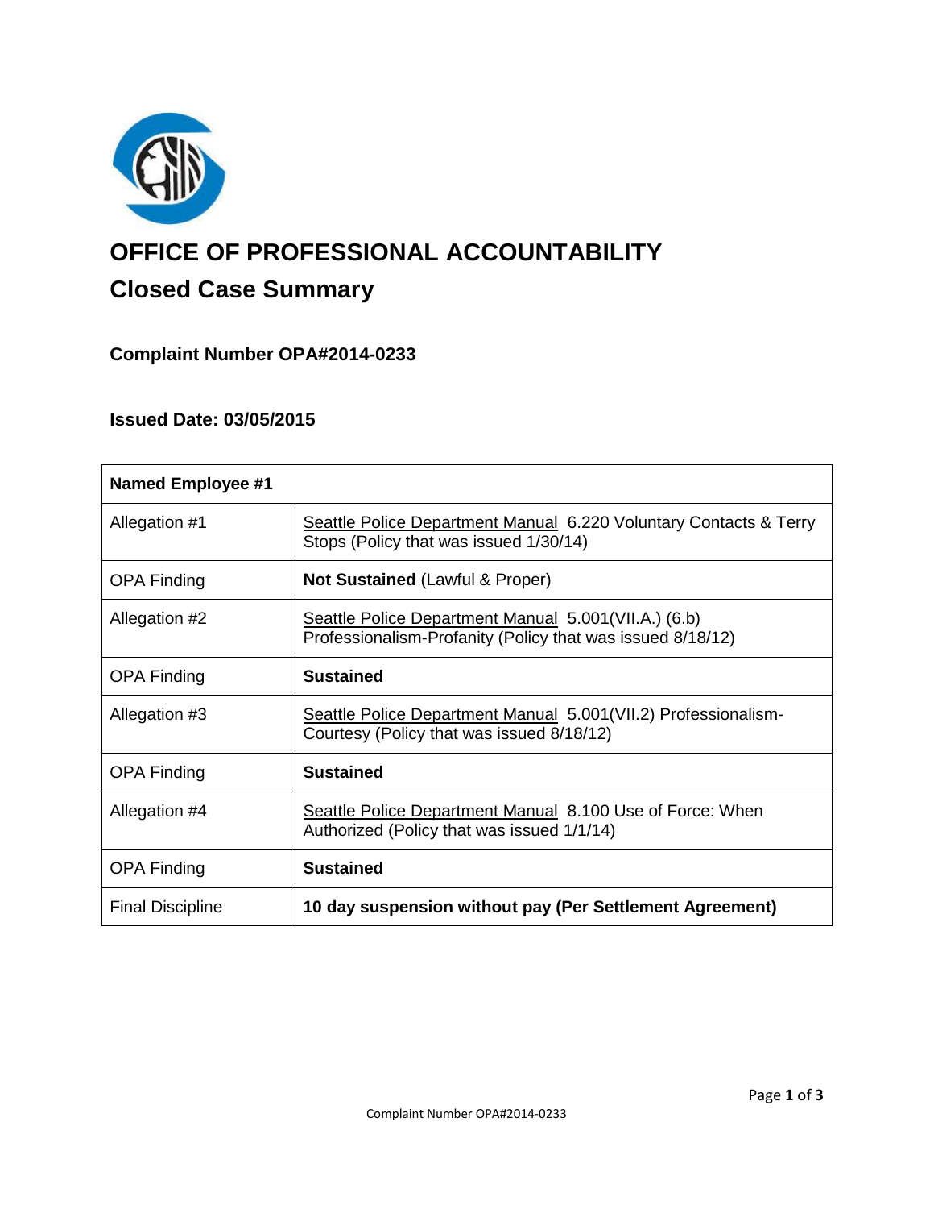# OFFICE OF PROFESSIONAL ACCOUNTABILITY

## Closed Case Summary

### Complaint Number OPA#2014-0233

### Issued Date: 03/05/2015

| Named Employee #1 | |
|---|---|
| Allegation #1 | Seattle Police Department Manual 6.220 Voluntary Contacts & Terry Stops (Policy that was issued 1/30/14) |
| OPA Finding | **Not Sustained** (Lawful & Proper) |
| Allegation #2 | Seattle Police Department Manual 5.001(VII.A.) (6.b) Professionalism-Profanity (Policy that was issued 8/18/12) |
| OPA Finding | **Sustained** |
| Allegation #3 | Seattle Police Department Manual 5.001(VII.2) Professionalism-Courtesy (Policy that was issued 8/18/12) |
| OPA Finding | **Sustained** |
| Allegation #4 | Seattle Police Department Manual 8.100 Use of Force: When Authorized (Policy that was issued 1/1/14) |
| OPA Finding | **Sustained** |
| Final Discipline | **10 day suspension without pay (Per Settlement Agreement)** |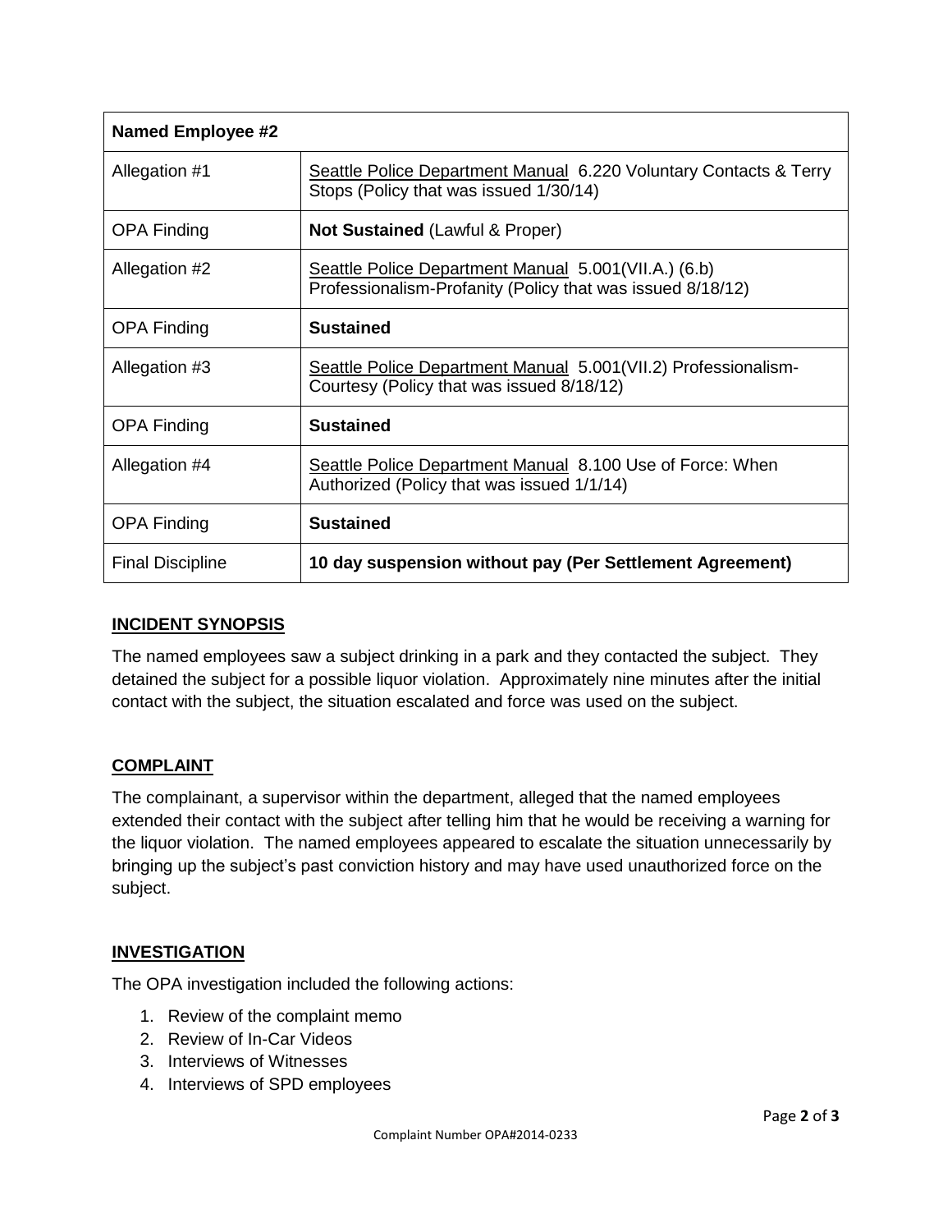| Named Employee #2 | |
|---|---|
| Allegation #1 | Seattle Police Department Manual 6.220 Voluntary Contacts & Terry Stops (Policy that was issued 1/30/14) |
| OPA Finding | **Not Sustained** (Lawful & Proper) |
| Allegation #2 | Seattle Police Department Manual 5.001(VII.A.) (6.b) Professionalism-Profanity (Policy that was issued 8/18/12) |
| OPA Finding | **Sustained** |
| Allegation #3 | Seattle Police Department Manual 5.001(VII.2) Professionalism-Courtesy (Policy that was issued 8/18/12) |
| OPA Finding | **Sustained** |
| Allegation #4 | Seattle Police Department Manual 8.100 Use of Force: When Authorized (Policy that was issued 1/1/14) |
| OPA Finding | **Sustained** |
| Final Discipline | **10 day suspension without pay (Per Settlement Agreement)** |

## INCIDENT SYNOPSIS

The named employees saw a subject drinking in a park and they contacted the subject. They detained the subject for a possible liquor violation. Approximately nine minutes after the initial contact with the subject, the situation escalated and force was used on the subject.

## COMPLAINT

The complainant, a supervisor within the department, alleged that the named employees extended their contact with the subject after telling him that he would be receiving a warning for the liquor violation. The named employees appeared to escalate the situation unnecessarily by bringing up the subject's past conviction history and may have used unauthorized force on the subject.

## INVESTIGATION

The OPA investigation included the following actions:

1. Review of the complaint memo
2. Review of In-Car Videos
3. Interviews of Witnesses
4. Interviews of SPD employees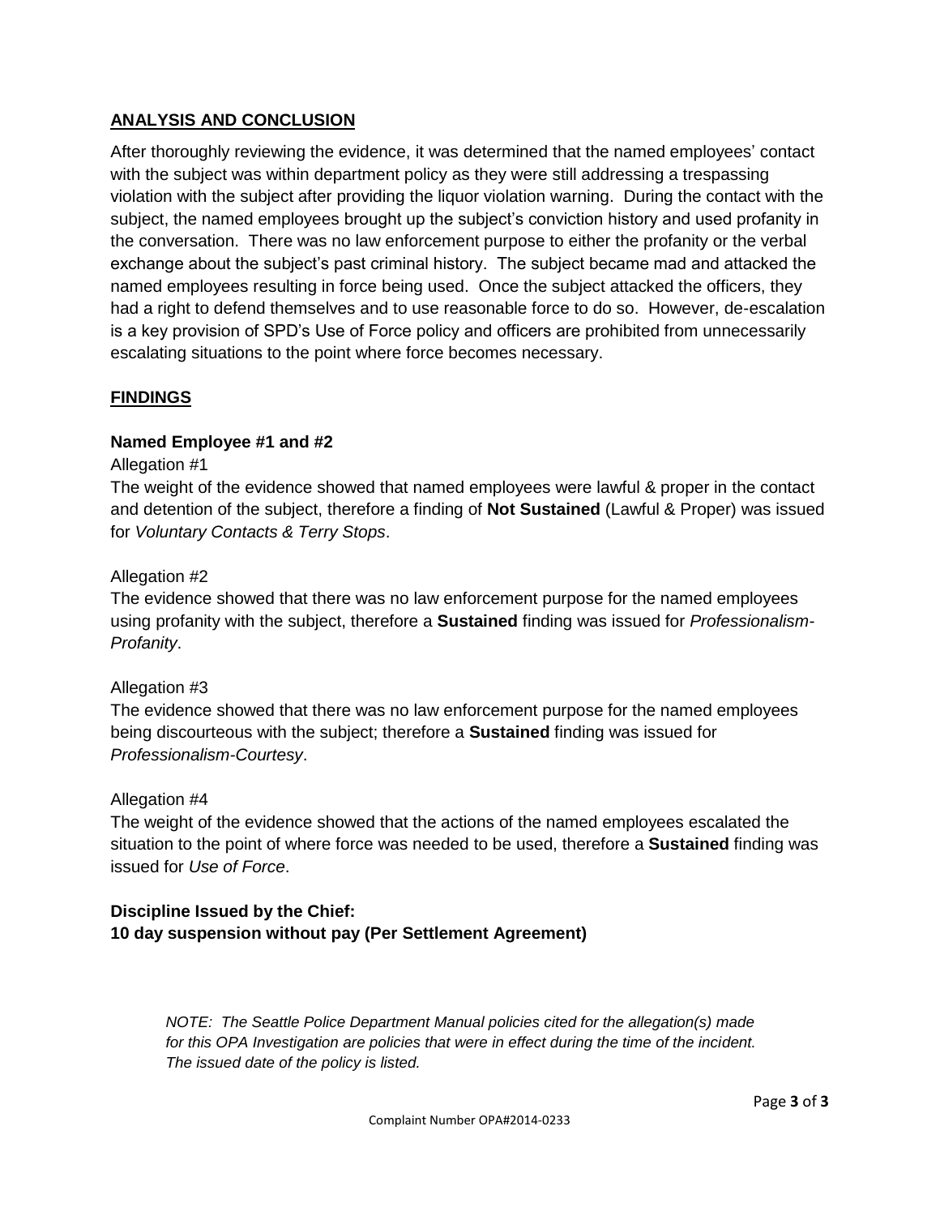## ANALYSIS AND CONCLUSION

After thoroughly reviewing the evidence, it was determined that the named employees' contact with the subject was within department policy as they were still addressing a trespassing violation with the subject after providing the liquor violation warning. During the contact with the subject, the named employees brought up the subject's conviction history and used profanity in the conversation. There was no law enforcement purpose to either the profanity or the verbal exchange about the subject's past criminal history. The subject became mad and attacked the named employees resulting in force being used. Once the subject attacked the officers, they had a right to defend themselves and to use reasonable force to do so. However, de-escalation is a key provision of SPD's Use of Force policy and officers are prohibited from unnecessarily escalating situations to the point where force becomes necessary.

## FINDINGS

### Named Employee #1 and #2

Allegation #1

The weight of the evidence showed that named employees were lawful & proper in the contact and detention of the subject, therefore a finding of **Not Sustained** (Lawful & Proper) was issued for *Voluntary Contacts & Terry Stops*.

Allegation #2

The evidence showed that there was no law enforcement purpose for the named employees using profanity with the subject, therefore a **Sustained** finding was issued for *Professionalism-Profanity*.

Allegation #3

The evidence showed that there was no law enforcement purpose for the named employees being discourteous with the subject; therefore a **Sustained** finding was issued for *Professionalism-Courtesy*.

Allegation #4

The weight of the evidence showed that the actions of the named employees escalated the situation to the point of where force was needed to be used, therefore a **Sustained** finding was issued for *Use of Force*.

**Discipline Issued by the Chief:**
**10 day suspension without pay (Per Settlement Agreement)**

*NOTE: The Seattle Police Department Manual policies cited for the allegation(s) made for this OPA Investigation are policies that were in effect during the time of the incident. The issued date of the policy is listed.*

Complaint Number OPA#2014-0233